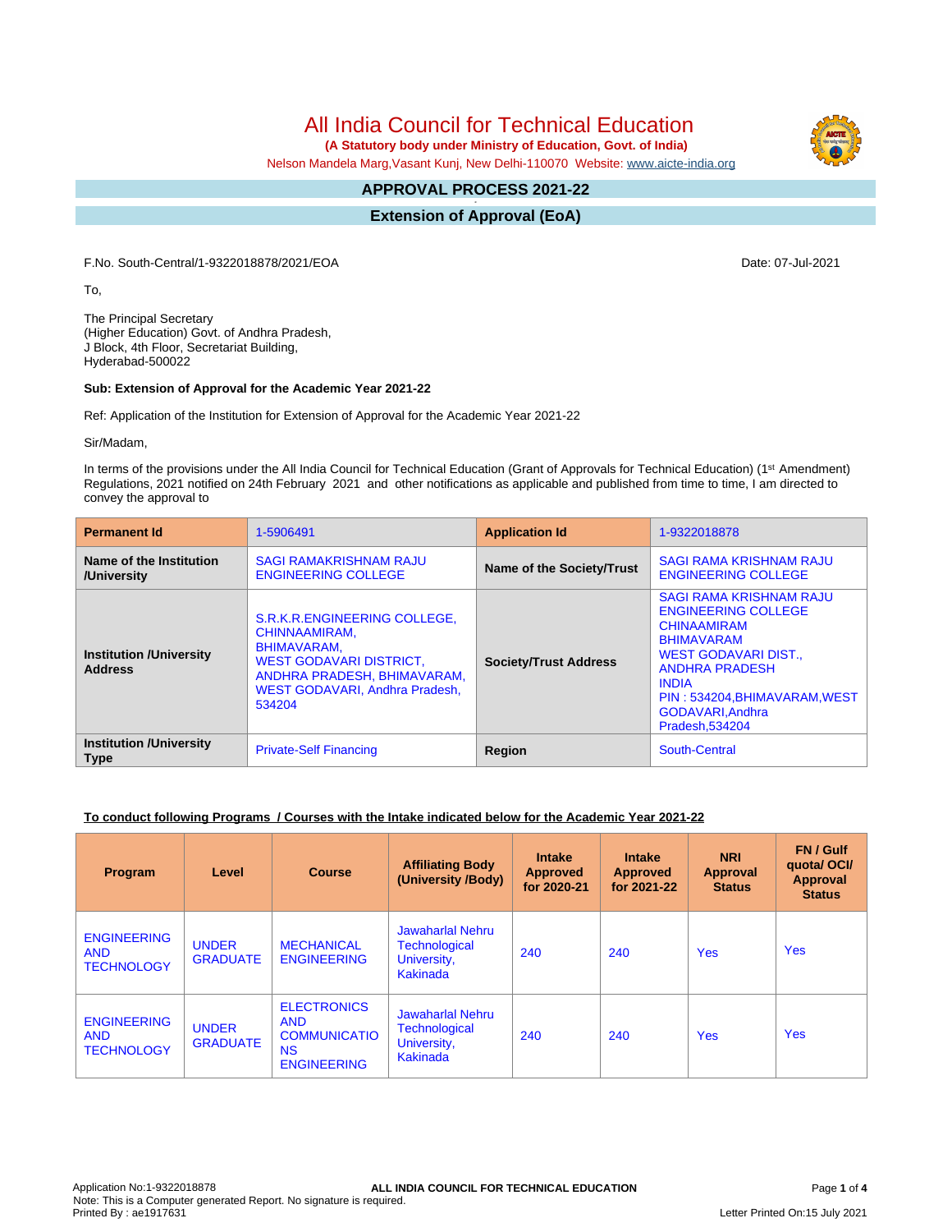# All India Council for Technical Education

**(A Statutory body under Ministry of Education, Govt. of India)**

Nelson Mandela Marg,Vasant Kunj, New Delhi-110070 Website: www.aicte-india.org

## APPROVAL PROCESS 2021-22

## Extension of Approval (EoA)

F.No. South-Central/1-9322018878/2021/EOA

Date: 07-Jul-2021

To,

The Principal Secretary
(Higher Education) Govt. of Andhra Pradesh,
J Block, 4th Floor, Secretariat Building,
Hyderabad-500022

**Sub: Extension of Approval for the Academic Year 2021-22**

Ref: Application of the Institution for Extension of Approval for the Academic Year 2021-22

Sir/Madam,

In terms of the provisions under the All India Council for Technical Education (Grant of Approvals for Technical Education) (1st Amendment) Regulations, 2021 notified on 24th February 2021 and other notifications as applicable and published from time to time, I am directed to convey the approval to

| **Permanent Id** | 1-5906491 | **Application Id** | 1-9322018878 |
|---|---|---|---|
| **Name of the Institution /University** | SAGI RAMAKRISHNAM RAJU ENGINEERING COLLEGE | **Name of the Society/Trust** | SAGI RAMA KRISHNAM RAJU ENGINEERING COLLEGE |
| **Institution /University Address** | S.R.K.R.ENGINEERING COLLEGE, CHINNAAMIRAM, BHIMAVARAM, WEST GODAVARI DISTRICT, ANDHRA PRADESH, BHIMAVARAM, WEST GODAVARI, Andhra Pradesh, 534204 | **Society/Trust Address** | SAGI RAMA KRISHNAM RAJU ENGINEERING COLLEGE CHINNAAMIRAM BHIMAVARAM WEST GODAVARI DIST., ANDHRA PRADESH INDIA PIN : 534204,BHIMAVARAM,WEST GODAVARI,Andhra Pradesh,534204 |
| **Institution /University Type** | Private-Self Financing | **Region** | South-Central |

**To conduct following Programs / Courses with the Intake indicated below for the Academic Year 2021-22**

| Program | Level | Course | Affiliating Body (University /Body) | Intake Approved for 2020-21 | Intake Approved for 2021-22 | NRI Approval Status | FN / Gulf quota/ OCI/ Approval Status |
|---|---|---|---|---|---|---|---|
| ENGINEERING AND TECHNOLOGY | UNDER GRADUATE | MECHANICAL ENGINEERING | Jawaharlal Nehru Technological University, Kakinada | 240 | 240 | Yes | Yes |
| ENGINEERING AND TECHNOLOGY | UNDER GRADUATE | ELECTRONICS AND COMMUNICATIONS ENGINEERING | Jawaharlal Nehru Technological University, Kakinada | 240 | 240 | Yes | Yes |

Application No:1-9322018878
Note: This is a Computer generated Report. No signature is required.
Printed By : ae1917631
Letter Printed On:15 July 2021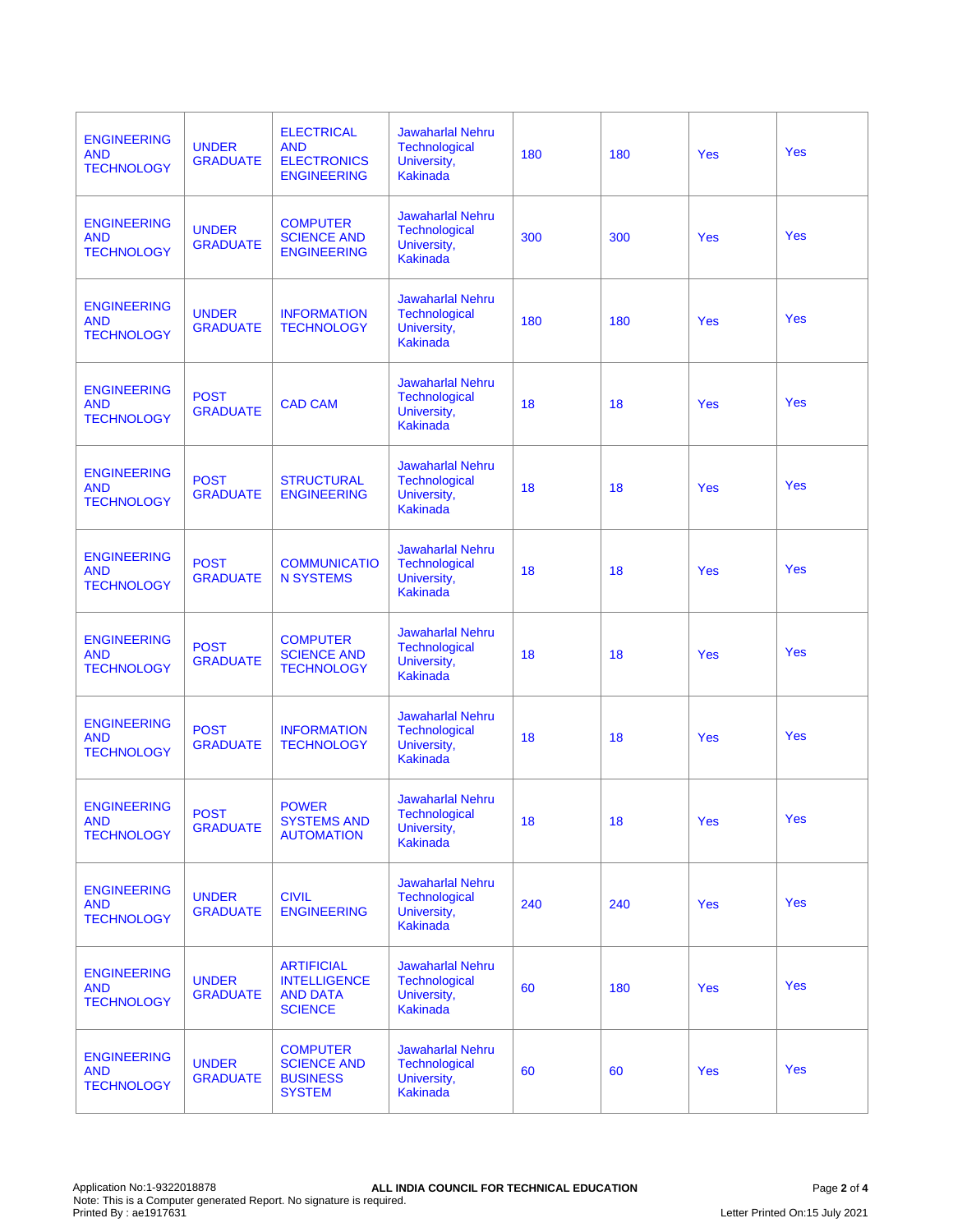| | | | | | | | |
|---|---|---|---|---|---|---|---|
| ENGINEERING AND TECHNOLOGY | UNDER GRADUATE | ELECTRICAL AND ELECTRONICS ENGINEERING | Jawaharlal Nehru Technological University, Kakinada | 180 | 180 | Yes | Yes |
| ENGINEERING AND TECHNOLOGY | UNDER GRADUATE | COMPUTER SCIENCE AND ENGINEERING | Jawaharlal Nehru Technological University, Kakinada | 300 | 300 | Yes | Yes |
| ENGINEERING AND TECHNOLOGY | UNDER GRADUATE | INFORMATION TECHNOLOGY | Jawaharlal Nehru Technological University, Kakinada | 180 | 180 | Yes | Yes |
| ENGINEERING AND TECHNOLOGY | POST GRADUATE | CAD CAM | Jawaharlal Nehru Technological University, Kakinada | 18 | 18 | Yes | Yes |
| ENGINEERING AND TECHNOLOGY | POST GRADUATE | STRUCTURAL ENGINEERING | Jawaharlal Nehru Technological University, Kakinada | 18 | 18 | Yes | Yes |
| ENGINEERING AND TECHNOLOGY | POST GRADUATE | COMMUNICATION SYSTEMS | Jawaharlal Nehru Technological University, Kakinada | 18 | 18 | Yes | Yes |
| ENGINEERING AND TECHNOLOGY | POST GRADUATE | COMPUTER SCIENCE AND TECHNOLOGY | Jawaharlal Nehru Technological University, Kakinada | 18 | 18 | Yes | Yes |
| ENGINEERING AND TECHNOLOGY | POST GRADUATE | INFORMATION TECHNOLOGY | Jawaharlal Nehru Technological University, Kakinada | 18 | 18 | Yes | Yes |
| ENGINEERING AND TECHNOLOGY | POST GRADUATE | POWER SYSTEMS AND AUTOMATION | Jawaharlal Nehru Technological University, Kakinada | 18 | 18 | Yes | Yes |
| ENGINEERING AND TECHNOLOGY | UNDER GRADUATE | CIVIL ENGINEERING | Jawaharlal Nehru Technological University, Kakinada | 240 | 240 | Yes | Yes |
| ENGINEERING AND TECHNOLOGY | UNDER GRADUATE | ARTIFICIAL INTELLIGENCE AND DATA SCIENCE | Jawaharlal Nehru Technological University, Kakinada | 60 | 180 | Yes | Yes |
| ENGINEERING AND TECHNOLOGY | UNDER GRADUATE | COMPUTER SCIENCE AND BUSINESS SYSTEM | Jawaharlal Nehru Technological University, Kakinada | 60 | 60 | Yes | Yes |

Application No:1-9322018878
Note: This is a Computer generated Report. No signature is required.
Printed By : ae1917631

ALL INDIA COUNCIL FOR TECHNICAL EDUCATION

Letter Printed On:15 July 2021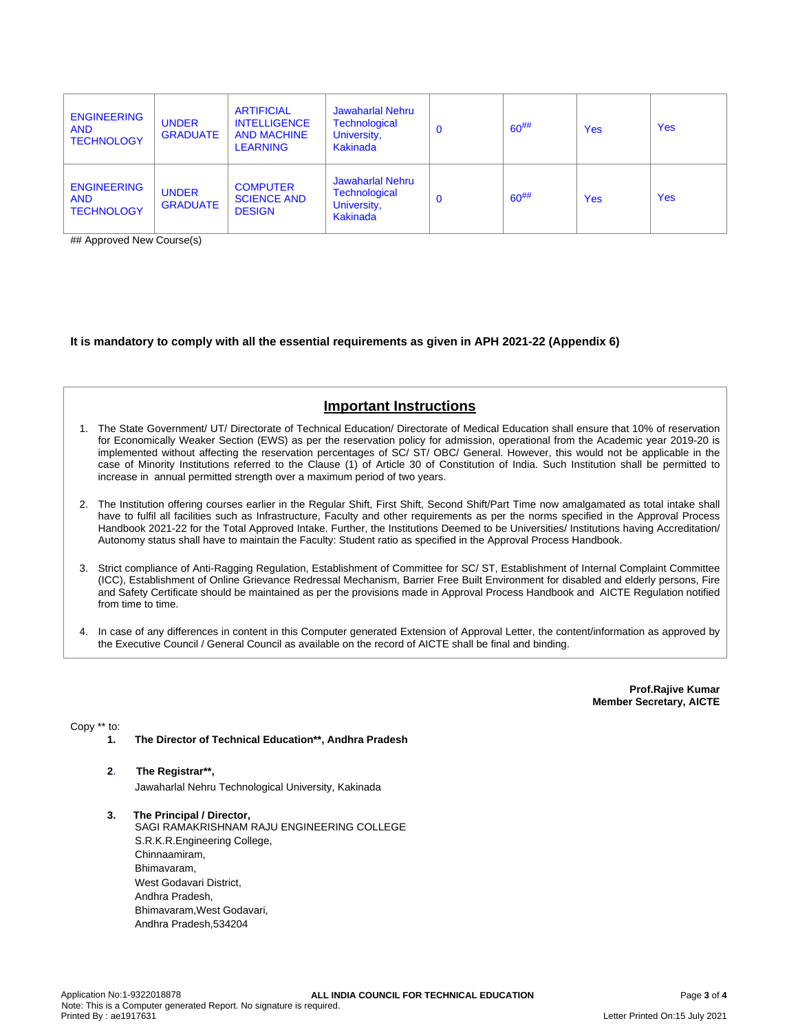| ENGINEERING AND TECHNOLOGY | UNDER GRADUATE | ARTIFICIAL INTELLIGENCE AND MACHINE LEARNING | Jawaharlal Nehru Technological University, Kakinada | 0 | 60## | Yes | Yes |
|---|---|---|---|---|---|---|---|
| ENGINEERING AND TECHNOLOGY | UNDER GRADUATE | COMPUTER SCIENCE AND DESIGN | Jawaharlal Nehru Technological University, Kakinada | 0 | 60## | Yes | Yes |

## Approved New Course(s)

**It is mandatory to comply with all the essential requirements as given in APH 2021-22 (Appendix 6)**

## Important Instructions

1. The State Government/ UT/ Directorate of Technical Education/ Directorate of Medical Education shall ensure that 10% of reservation for Economically Weaker Section (EWS) as per the reservation policy for admission, operational from the Academic year 2019-20 is implemented without affecting the reservation percentages of SC/ ST/ OBC/ General. However, this would not be applicable in the case of Minority Institutions referred to the Clause (1) of Article 30 of Constitution of India. Such Institution shall be permitted to increase in annual permitted strength over a maximum period of two years.

2. The Institution offering courses earlier in the Regular Shift, First Shift, Second Shift/Part Time now amalgamated as total intake shall have to fulfil all facilities such as Infrastructure, Faculty and other requirements as per the norms specified in the Approval Process Handbook 2021-22 for the Total Approved Intake. Further, the Institutions Deemed to be Universities/ Institutions having Accreditation/ Autonomy status shall have to maintain the Faculty: Student ratio as specified in the Approval Process Handbook.

3. Strict compliance of Anti-Ragging Regulation, Establishment of Committee for SC/ ST, Establishment of Internal Complaint Committee (ICC), Establishment of Online Grievance Redressal Mechanism, Barrier Free Built Environment for disabled and elderly persons, Fire and Safety Certificate should be maintained as per the provisions made in Approval Process Handbook and AICTE Regulation notified from time to time.

4. In case of any differences in content in this Computer generated Extension of Approval Letter, the content/information as approved by the Executive Council / General Council as available on the record of AICTE shall be final and binding.

**Prof.Rajive Kumar**
**Member Secretary, AICTE**

Copy ** to:

1. **The Director of Technical Education**, Andhra Pradesh**

2. **The Registrar**,**
   Jawaharlal Nehru Technological University, Kakinada

3. **The Principal / Director,**
   SAGI RAMAKRISHNAM RAJU ENGINEERING COLLEGE
   S.R.K.R.Engineering College,
   Chinnaamiram,
   Bhimavaram,
   West Godavari District,
   Andhra Pradesh,
   Bhimavaram,West Godavari,
   Andhra Pradesh,534204

Application No:1-9322018878
Note: This is a Computer generated Report. No signature is required.
Printed By : ae1917631
ALL INDIA COUNCIL FOR TECHNICAL EDUCATION
Letter Printed On:15 July 2021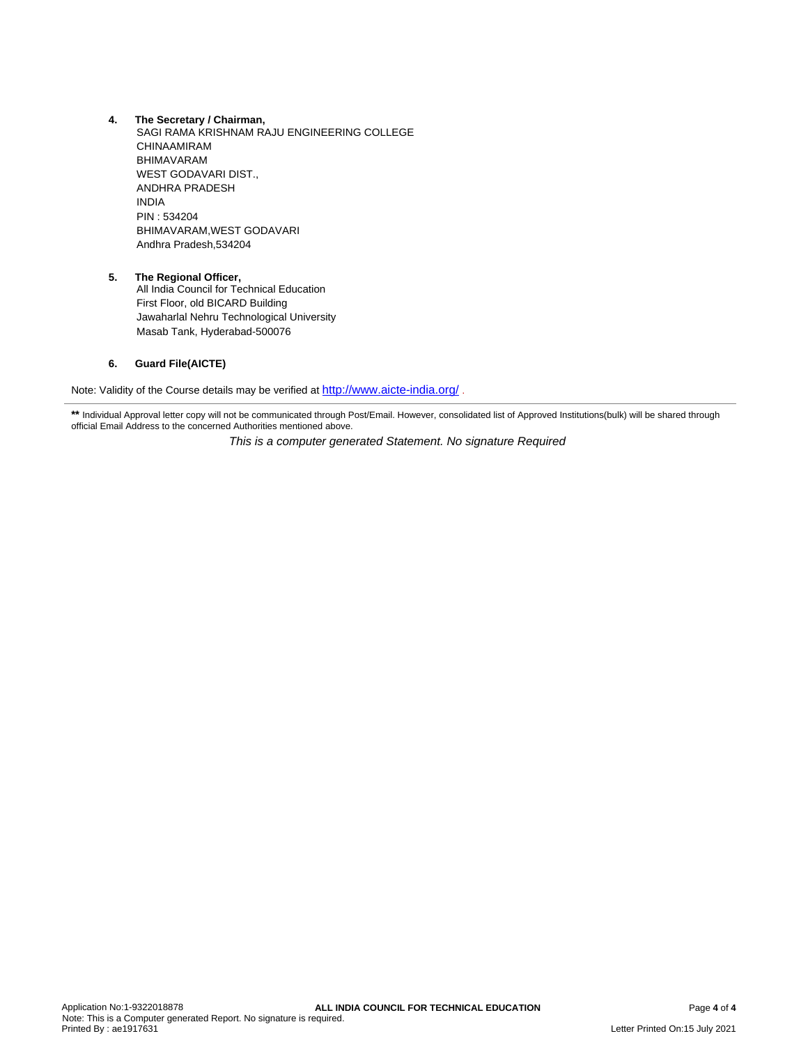4. **The Secretary / Chairman,**
   SAGI RAMA KRISHNAM RAJU ENGINEERING COLLEGE
   CHINAAMIRAM
   BHIMAVARAM
   WEST GODAVARI DIST.,
   ANDHRA PRADESH
   INDIA
   PIN : 534204
   BHIMAVARAM,WEST GODAVARI
   Andhra Pradesh,534204

5. **The Regional Officer,**
   All India Council for Technical Education
   First Floor, old BICARD Building
   Jawaharlal Nehru Technological University
   Masab Tank, Hyderabad-500076

6. **Guard File(AICTE)**

Note: Validity of the Course details may be verified at http://www.aicte-india.org/ .

---

**\*\*** Individual Approval letter copy will not be communicated through Post/Email. However, consolidated list of Approved Institutions(bulk) will be shared through official Email Address to the concerned Authorities mentioned above.

*This is a computer generated Statement. No signature Required*

Application No:1-9322018878

**ALL INDIA COUNCIL FOR TECHNICAL EDUCATION**

Note: This is a Computer generated Report. No signature is required.

Printed By : ae1917631

Letter Printed On:15 July 2021